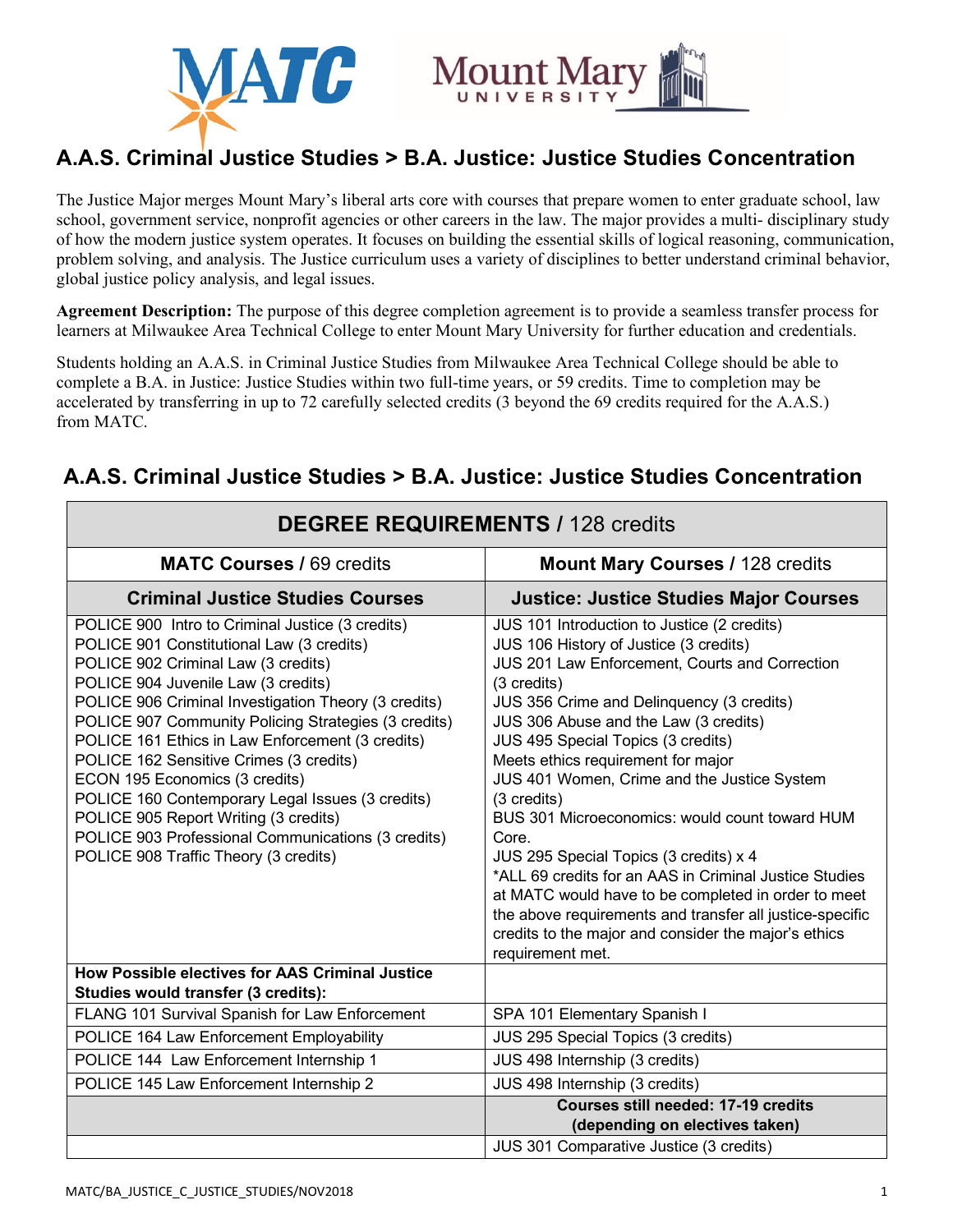# A.A.S. Criminal Justice Studies > B.A. Justice: Justice Studies Concentration

The Justice Major merges Mount Mary's liberal arts core with courses that prepare women to enter graduate school, law school, government service, nonprofit agencies or other careers in the law. The major provides a multi- disciplinary study of how the modern justice system operates. It focuses on building the essential skills of logical reasoning, communication, problem solving, and analysis. The Justice curriculum uses a variety of disciplines to better understand criminal behavior, global justice policy analysis, and legal issues.

**Agreement Description:** The purpose of this degree completion agreement is to provide a seamless transfer process for learners at Milwaukee Area Technical College to enter Mount Mary University for further education and credentials.

Students holding an A.A.S. in Criminal Justice Studies from Milwaukee Area Technical College should be able to complete a B.A. in Justice: Justice Studies within two full-time years, or 59 credits. Time to completion may be accelerated by transferring in up to 72 carefully selected credits (3 beyond the 69 credits required for the A.A.S.) from MATC.

## A.A.S. Criminal Justice Studies > B.A. Justice: Justice Studies Concentration

| **DEGREE REQUIREMENTS** / 128 credits | |
|---|---|
| **MATC Courses** / 69 credits | **Mount Mary Courses** / 128 credits |
| **Criminal Justice Studies Courses** | **Justice: Justice Studies Major Courses** |
| POLICE 900 Intro to Criminal Justice (3 credits)<br>POLICE 901 Constitutional Law (3 credits)<br>POLICE 902 Criminal Law (3 credits)<br>POLICE 904 Juvenile Law (3 credits)<br>POLICE 906 Criminal Investigation Theory (3 credits)<br>POLICE 907 Community Policing Strategies (3 credits)<br>POLICE 161 Ethics in Law Enforcement (3 credits)<br>POLICE 162 Sensitive Crimes (3 credits)<br>ECON 195 Economics (3 credits)<br>POLICE 160 Contemporary Legal Issues (3 credits)<br>POLICE 905 Report Writing (3 credits)<br>POLICE 903 Professional Communications (3 credits)<br>POLICE 908 Traffic Theory (3 credits) | JUS 101 Introduction to Justice (2 credits)<br>JUS 106 History of Justice (3 credits)<br>JUS 201 Law Enforcement, Courts and Correction (3 credits)<br>JUS 356 Crime and Delinquency (3 credits)<br>JUS 306 Abuse and the Law (3 credits)<br>JUS 495 Special Topics (3 credits)<br>Meets ethics requirement for major<br>JUS 401 Women, Crime and the Justice System (3 credits)<br>BUS 301 Microeconomics: would count toward HUM Core.<br>JUS 295 Special Topics (3 credits) x 4<br>*ALL 69 credits for an AAS in Criminal Justice Studies at MATC would have to be completed in order to meet the above requirements and transfer all justice-specific credits to the major and consider the major's ethics requirement met. |
| **How Possible electives for AAS Criminal Justice Studies would transfer (3 credits):** | |
| FLANG 101 Survival Spanish for Law Enforcement | SPA 101 Elementary Spanish I |
| POLICE 164 Law Enforcement Employability | JUS 295 Special Topics (3 credits) |
| POLICE 144 Law Enforcement Internship 1 | JUS 498 Internship (3 credits) |
| POLICE 145 Law Enforcement Internship 2 | JUS 498 Internship (3 credits) |
| | **Courses still needed: 17-19 credits (depending on electives taken)** |
| | JUS 301 Comparative Justice (3 credits) |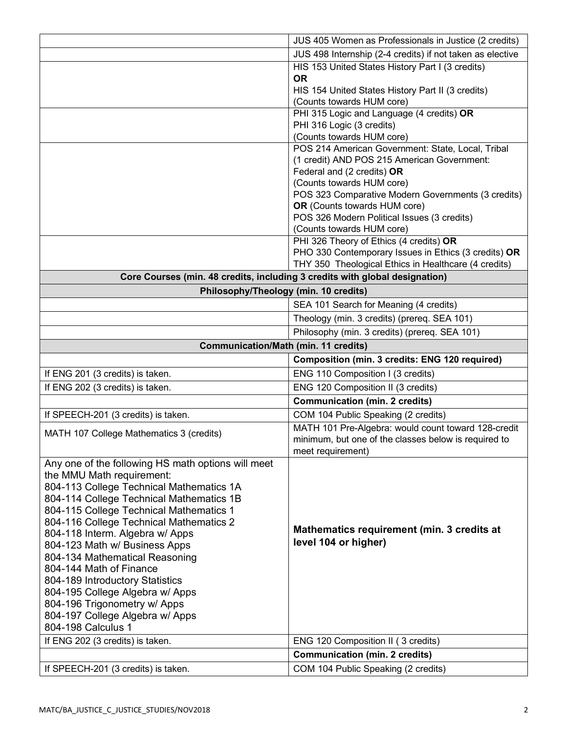| | |
|---|---|
| | JUS 405 Women as Professionals in Justice (2 credits) |
| | JUS 498 Internship (2-4 credits) if not taken as elective |
| | HIS 153 United States History Part I (3 credits)<br>**OR**<br>HIS 154 United States History Part II (3 credits)<br>(Counts towards HUM core) |
| | PHI 315 Logic and Language (4 credits) **OR**<br>PHI 316 Logic (3 credits)<br>(Counts towards HUM core) |
| | POS 214 American Government: State, Local, Tribal (1 credit) AND POS 215 American Government: Federal and (2 credits) **OR**<br>(Counts towards HUM core)<br>POS 323 Comparative Modern Governments (3 credits) **OR** (Counts towards HUM core)<br>POS 326 Modern Political Issues (3 credits)<br>(Counts towards HUM core) |
| | PHI 326 Theory of Ethics (4 credits) **OR**<br>PHO 330 Contemporary Issues in Ethics (3 credits) **OR**<br>THY 350 Theological Ethics in Healthcare (4 credits) |
| **Core Courses (min. 48 credits, including 3 credits with global designation)** | |
| **Philosophy/Theology (min. 10 credits)** | |
| | SEA 101 Search for Meaning (4 credits) |
| | Theology (min. 3 credits) (prereq. SEA 101) |
| | Philosophy (min. 3 credits) (prereq. SEA 101) |
| **Communication/Math (min. 11 credits)** | |
| | **Composition (min. 3 credits: ENG 120 required)** |
| If ENG 201 (3 credits) is taken. | ENG 110 Composition I (3 credits) |
| If ENG 202 (3 credits) is taken. | ENG 120 Composition II (3 credits) |
| | **Communication (min. 2 credits)** |
| If SPEECH-201 (3 credits) is taken. | COM 104 Public Speaking (2 credits) |
| MATH 107 College Mathematics 3 (credits) | MATH 101 Pre-Algebra: would count toward 128-credit minimum, but one of the classes below is required to meet requirement) |
| Any one of the following HS math options will meet the MMU Math requirement:<br>804-113 College Technical Mathematics 1A<br>804-114 College Technical Mathematics 1B<br>804-115 College Technical Mathematics 1<br>804-116 College Technical Mathematics 2<br>804-118 Interm. Algebra w/ Apps<br>804-123 Math w/ Business Apps<br>804-134 Mathematical Reasoning<br>804-144 Math of Finance<br>804-189 Introductory Statistics<br>804-195 College Algebra w/ Apps<br>804-196 Trigonometry w/ Apps<br>804-197 College Algebra w/ Apps<br>804-198 Calculus 1 | **Mathematics requirement (min. 3 credits at level 104 or higher)** |
| If ENG 202 (3 credits) is taken. | ENG 120 Composition II ( 3 credits) |
| | **Communication (min. 2 credits)** |
| If SPEECH-201 (3 credits) is taken. | COM 104 Public Speaking (2 credits) |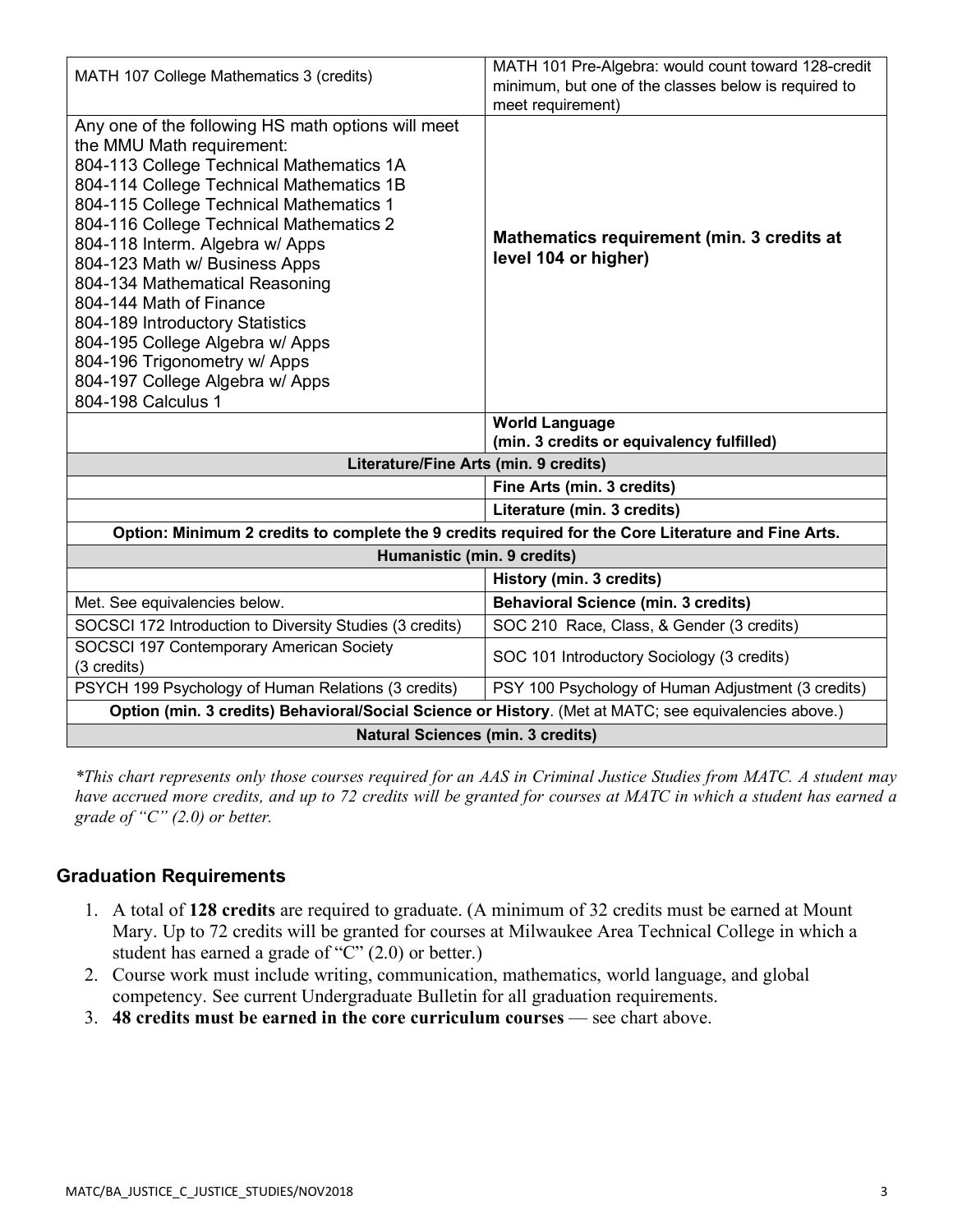| | |
|---|---|
| MATH 107 College Mathematics 3 (credits) | MATH 101 Pre-Algebra: would count toward 128-credit minimum, but one of the classes below is required to meet requirement) |
| Any one of the following HS math options will meet the MMU Math requirement:<br>804-113 College Technical Mathematics 1A<br>804-114 College Technical Mathematics 1B<br>804-115 College Technical Mathematics 1<br>804-116 College Technical Mathematics 2<br>804-118 Interm. Algebra w/ Apps<br>804-123 Math w/ Business Apps<br>804-134 Mathematical Reasoning<br>804-144 Math of Finance<br>804-189 Introductory Statistics<br>804-195 College Algebra w/ Apps<br>804-196 Trigonometry w/ Apps<br>804-197 College Algebra w/ Apps<br>804-198 Calculus 1 | **Mathematics requirement (min. 3 credits at level 104 or higher)** |
| | **World Language (min. 3 credits or equivalency fulfilled)** |
| **Literature/Fine Arts (min. 9 credits)** | |
| | **Fine Arts (min. 3 credits)** |
| | **Literature (min. 3 credits)** |
| **Option: Minimum 2 credits to complete the 9 credits required for the Core Literature and Fine Arts.** | |
| **Humanistic (min. 9 credits)** | |
| | **History (min. 3 credits)** |
| Met. See equivalencies below. | **Behavioral Science (min. 3 credits)** |
| SOCSCI 172 Introduction to Diversity Studies (3 credits) | SOC 210 Race, Class, & Gender (3 credits) |
| SOCSCI 197 Contemporary American Society (3 credits) | SOC 101 Introductory Sociology (3 credits) |
| PSYCH 199 Psychology of Human Relations (3 credits) | PSY 100 Psychology of Human Adjustment (3 credits) |
| **Option (min. 3 credits) Behavioral/Social Science or History**. (Met at MATC; see equivalencies above.) | |
| **Natural Sciences (min. 3 credits)** | |

*\*This chart represents only those courses required for an AAS in Criminal Justice Studies from MATC. A student may have accrued more credits, and up to 72 credits will be granted for courses at MATC in which a student has earned a grade of "C" (2.0) or better.*

## Graduation Requirements

1. A total of **128 credits** are required to graduate. (A minimum of 32 credits must be earned at Mount Mary. Up to 72 credits will be granted for courses at Milwaukee Area Technical College in which a student has earned a grade of "C" (2.0) or better.)
2. Course work must include writing, communication, mathematics, world language, and global competency. See current Undergraduate Bulletin for all graduation requirements.
3. **48 credits must be earned in the core curriculum courses** — see chart above.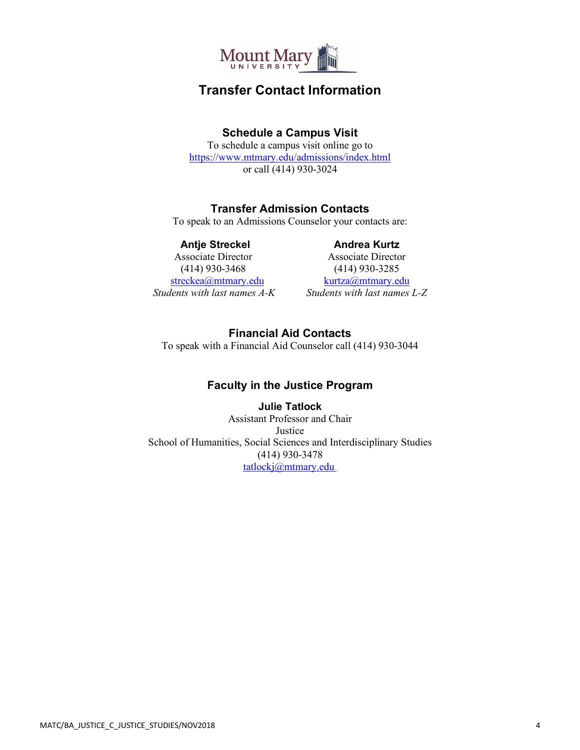Mount Mary UNIVERSITY

# Transfer Contact Information

## Schedule a Campus Visit

To schedule a campus visit online go to
https://www.mtmary.edu/admissions/index.html
or call (414) 930-3024

## Transfer Admission Contacts

To speak to an Admissions Counselor your contacts are:

**Antje Streckel**
Associate Director
(414) 930-3468
streckea@mtmary.edu
*Students with last names A-K*

**Andrea Kurtz**
Associate Director
(414) 930-3285
kurtza@mtmary.edu
*Students with last names L-Z*

## Financial Aid Contacts

To speak with a Financial Aid Counselor call (414) 930-3044

## Faculty in the Justice Program

**Julie Tatlock**
Assistant Professor and Chair
Justice
School of Humanities, Social Sciences and Interdisciplinary Studies
(414) 930-3478
tatlockj@mtmary.edu

MATC/BA_JUSTICE_C_JUSTICE_STUDIES/NOV2018